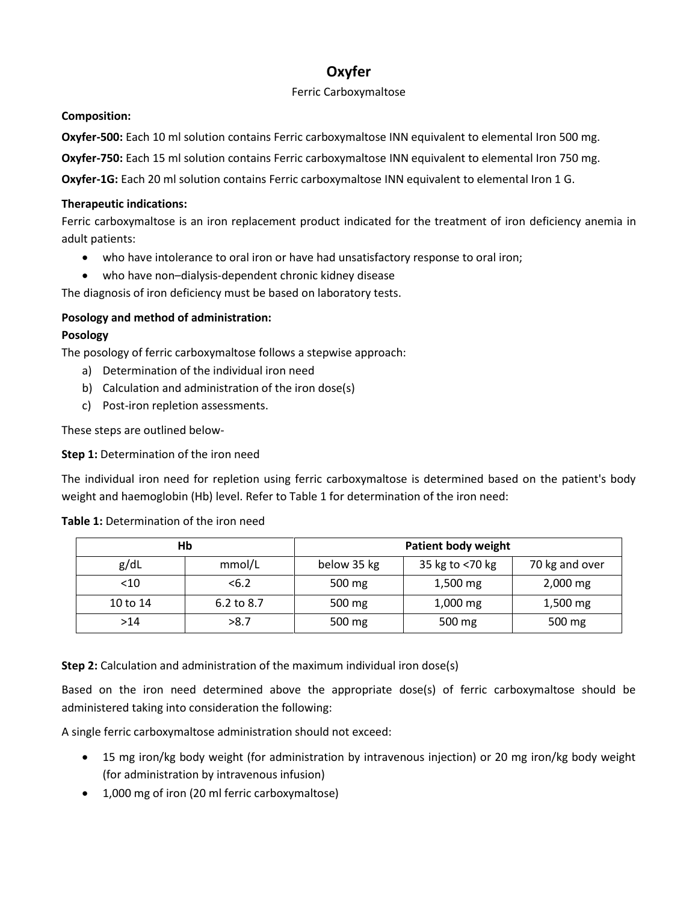# Oxyfer

Ferric Carboxymaltose

**Composition:**

**Oxyfer-500:** Each 10 ml solution contains Ferric carboxymaltose INN equivalent to elemental Iron 500 mg.

**Oxyfer-750:** Each 15 ml solution contains Ferric carboxymaltose INN equivalent to elemental Iron 750 mg.

**Oxyfer-1G:** Each 20 ml solution contains Ferric carboxymaltose INN equivalent to elemental Iron 1 G.

**Therapeutic indications:**

Ferric carboxymaltose is an iron replacement product indicated for the treatment of iron deficiency anemia in adult patients:

- who have intolerance to oral iron or have had unsatisfactory response to oral iron;
- who have non–dialysis-dependent chronic kidney disease

The diagnosis of iron deficiency must be based on laboratory tests.

**Posology and method of administration:**

**Posology**

The posology of ferric carboxymaltose follows a stepwise approach:

a) Determination of the individual iron need
b) Calculation and administration of the iron dose(s)
c) Post-iron repletion assessments.

These steps are outlined below-

**Step 1:** Determination of the iron need

The individual iron need for repletion using ferric carboxymaltose is determined based on the patient's body weight and haemoglobin (Hb) level. Refer to Table 1 for determination of the iron need:

**Table 1:** Determination of the iron need

| Hb | | Patient body weight | | |
|---|---|---|---|---|
| g/dL | mmol/L | below 35 kg | 35 kg to <70 kg | 70 kg and over |
| <10 | <6.2 | 500 mg | 1,500 mg | 2,000 mg |
| 10 to 14 | 6.2 to 8.7 | 500 mg | 1,000 mg | 1,500 mg |
| >14 | >8.7 | 500 mg | 500 mg | 500 mg |

**Step 2:** Calculation and administration of the maximum individual iron dose(s)

Based on the iron need determined above the appropriate dose(s) of ferric carboxymaltose should be administered taking into consideration the following:

A single ferric carboxymaltose administration should not exceed:

- 15 mg iron/kg body weight (for administration by intravenous injection) or 20 mg iron/kg body weight (for administration by intravenous infusion)
- 1,000 mg of iron (20 ml ferric carboxymaltose)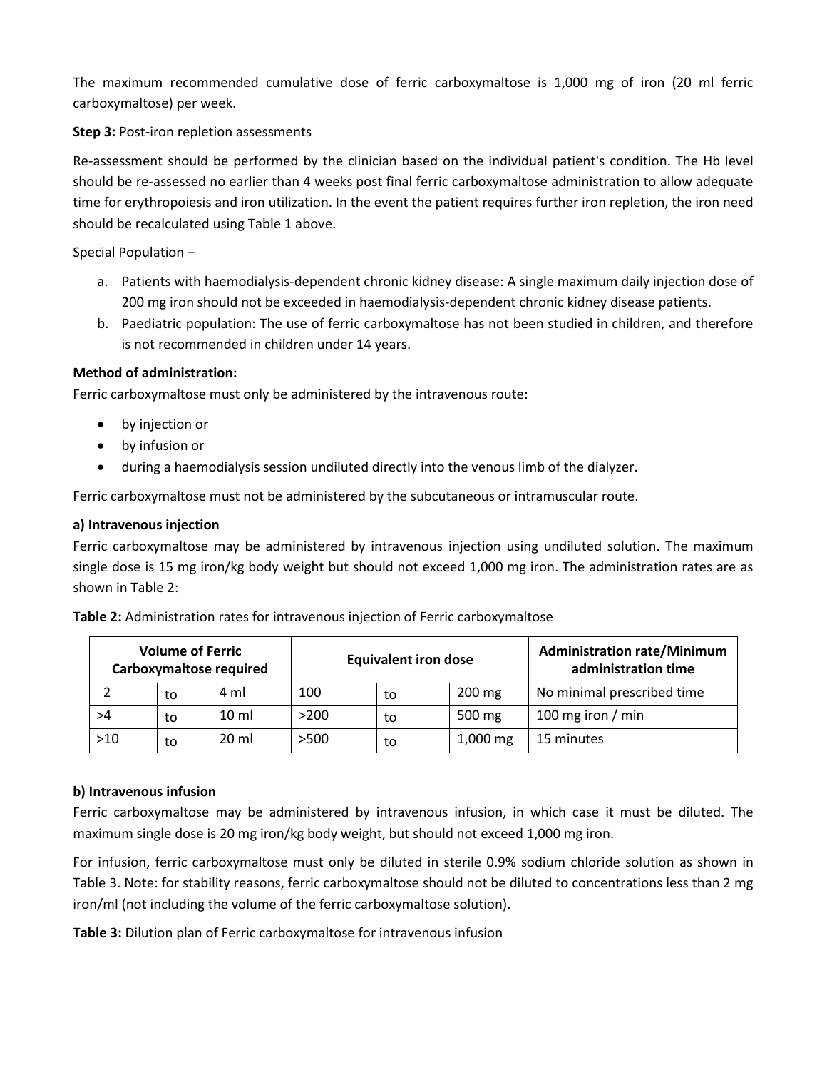The maximum recommended cumulative dose of ferric carboxymaltose is 1,000 mg of iron (20 ml ferric carboxymaltose) per week.

**Step 3:** Post-iron repletion assessments

Re-assessment should be performed by the clinician based on the individual patient's condition. The Hb level should be re-assessed no earlier than 4 weeks post final ferric carboxymaltose administration to allow adequate time for erythropoiesis and iron utilization. In the event the patient requires further iron repletion, the iron need should be recalculated using Table 1 above.

Special Population –

a. Patients with haemodialysis-dependent chronic kidney disease: A single maximum daily injection dose of 200 mg iron should not be exceeded in haemodialysis-dependent chronic kidney disease patients.
b. Paediatric population: The use of ferric carboxymaltose has not been studied in children, and therefore is not recommended in children under 14 years.

**Method of administration:**
Ferric carboxymaltose must only be administered by the intravenous route:

- by injection or
- by infusion or
- during a haemodialysis session undiluted directly into the venous limb of the dialyzer.

Ferric carboxymaltose must not be administered by the subcutaneous or intramuscular route.

**a) Intravenous injection**
Ferric carboxymaltose may be administered by intravenous injection using undiluted solution. The maximum single dose is 15 mg iron/kg body weight but should not exceed 1,000 mg iron. The administration rates are as shown in Table 2:

**Table 2:** Administration rates for intravenous injection of Ferric carboxymaltose

| Volume of Ferric Carboxymaltose required | | | Equivalent iron dose | | | Administration rate/Minimum administration time |
|---|---|---|---|---|---|---|
| 2 | to | 4 ml | 100 | to | 200 mg | No minimal prescribed time |
| >4 | to | 10 ml | >200 | to | 500 mg | 100 mg iron / min |
| >10 | to | 20 ml | >500 | to | 1,000 mg | 15 minutes |

**b) Intravenous infusion**
Ferric carboxymaltose may be administered by intravenous infusion, in which case it must be diluted. The maximum single dose is 20 mg iron/kg body weight, but should not exceed 1,000 mg iron.

For infusion, ferric carboxymaltose must only be diluted in sterile 0.9% sodium chloride solution as shown in Table 3. Note: for stability reasons, ferric carboxymaltose should not be diluted to concentrations less than 2 mg iron/ml (not including the volume of the ferric carboxymaltose solution).

**Table 3:** Dilution plan of Ferric carboxymaltose for intravenous infusion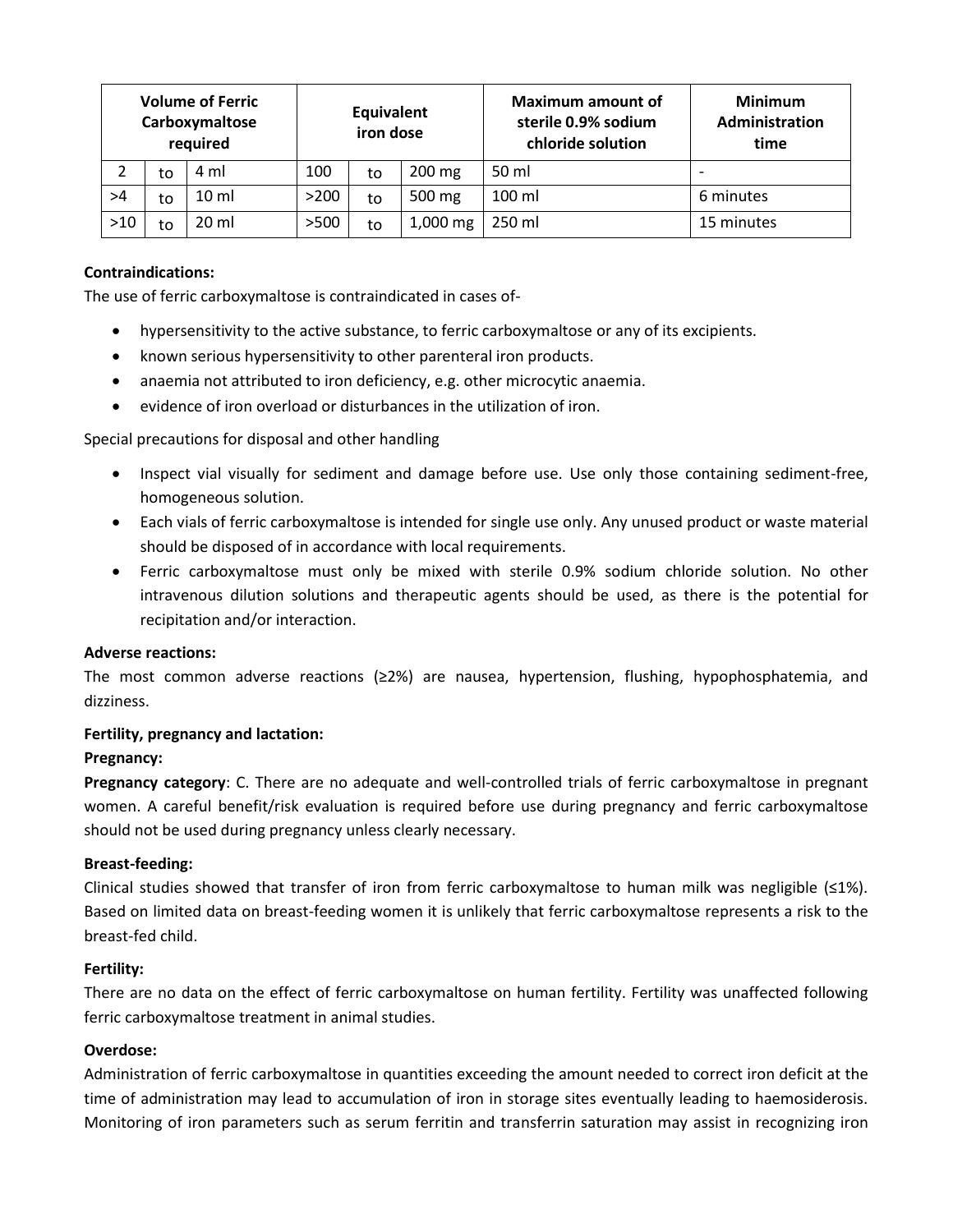| Volume of Ferric Carboxymaltose required | | | Equivalent iron dose | | | Maximum amount of sterile 0.9% sodium chloride solution | Minimum Administration time |
|---|---|---|---|---|---|---|---|
| 2 | to | 4 ml | 100 | to | 200 mg | 50 ml | - |
| >4 | to | 10 ml | >200 | to | 500 mg | 100 ml | 6 minutes |
| >10 | to | 20 ml | >500 | to | 1,000 mg | 250 ml | 15 minutes |

**Contraindications:**

The use of ferric carboxymaltose is contraindicated in cases of-

- hypersensitivity to the active substance, to ferric carboxymaltose or any of its excipients.
- known serious hypersensitivity to other parenteral iron products.
- anaemia not attributed to iron deficiency, e.g. other microcytic anaemia.
- evidence of iron overload or disturbances in the utilization of iron.

Special precautions for disposal and other handling

- Inspect vial visually for sediment and damage before use. Use only those containing sediment-free, homogeneous solution.
- Each vials of ferric carboxymaltose is intended for single use only. Any unused product or waste material should be disposed of in accordance with local requirements.
- Ferric carboxymaltose must only be mixed with sterile 0.9% sodium chloride solution. No other intravenous dilution solutions and therapeutic agents should be used, as there is the potential for recipitation and/or interaction.

**Adverse reactions:**

The most common adverse reactions (≥2%) are nausea, hypertension, flushing, hypophosphatemia, and dizziness.

**Fertility, pregnancy and lactation:**

**Pregnancy:**

**Pregnancy category**: C. There are no adequate and well-controlled trials of ferric carboxymaltose in pregnant women. A careful benefit/risk evaluation is required before use during pregnancy and ferric carboxymaltose should not be used during pregnancy unless clearly necessary.

**Breast-feeding:**

Clinical studies showed that transfer of iron from ferric carboxymaltose to human milk was negligible (≤1%). Based on limited data on breast-feeding women it is unlikely that ferric carboxymaltose represents a risk to the breast-fed child.

**Fertility:**

There are no data on the effect of ferric carboxymaltose on human fertility. Fertility was unaffected following ferric carboxymaltose treatment in animal studies.

**Overdose:**

Administration of ferric carboxymaltose in quantities exceeding the amount needed to correct iron deficit at the time of administration may lead to accumulation of iron in storage sites eventually leading to haemosiderosis. Monitoring of iron parameters such as serum ferritin and transferrin saturation may assist in recognizing iron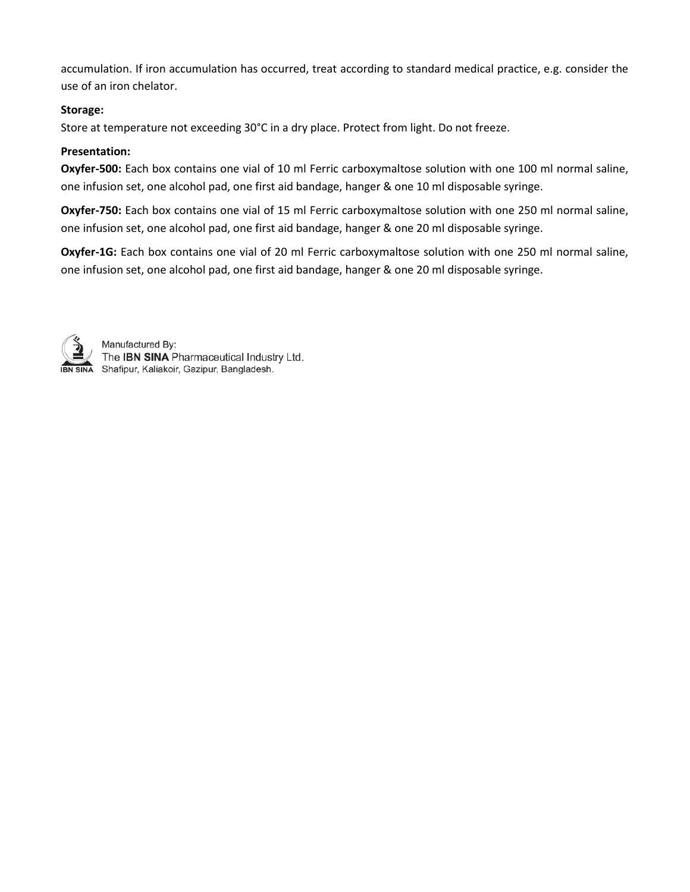accumulation. If iron accumulation has occurred, treat according to standard medical practice, e.g. consider the use of an iron chelator.

**Storage:**

Store at temperature not exceeding 30°C in a dry place. Protect from light. Do not freeze.

**Presentation:**

**Oxyfer-500:** Each box contains one vial of 10 ml Ferric carboxymaltose solution with one 100 ml normal saline, one infusion set, one alcohol pad, one first aid bandage, hanger & one 10 ml disposable syringe.

**Oxyfer-750:** Each box contains one vial of 15 ml Ferric carboxymaltose solution with one 250 ml normal saline, one infusion set, one alcohol pad, one first aid bandage, hanger & one 20 ml disposable syringe.

**Oxyfer-1G:** Each box contains one vial of 20 ml Ferric carboxymaltose solution with one 250 ml normal saline, one infusion set, one alcohol pad, one first aid bandage, hanger & one 20 ml disposable syringe.

IBN SINA

Manufactured By:
The **IBN SINA** Pharmaceutical Industry Ltd.
Shafipur, Kaliakoir, Gazipur, Bangladesh.